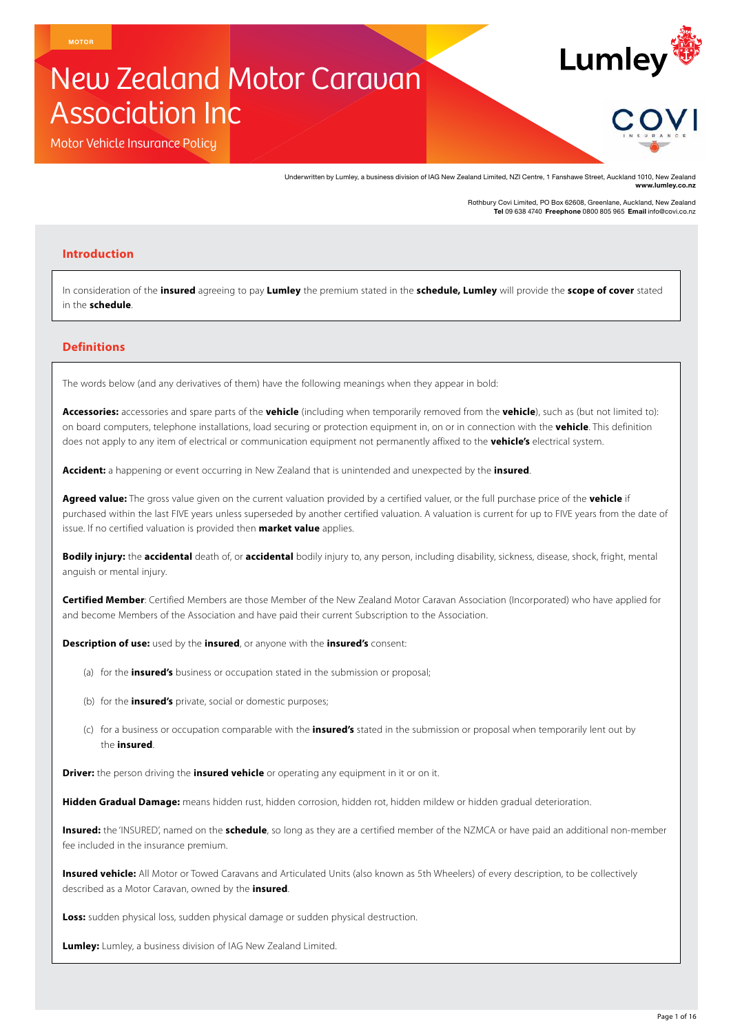MOTOR

# New Zealand Motor Caravan Association Inc

Motor Vehicle Insurance Policy

Underwritten by Lumley, a business division of IAG New Zealand Limited, NZI Centre, 1 Fanshawe Street, Auckland 1010, New Zealand
**www.lumley.co.nz**

Rothbury Covi Limited, PO Box 62608, Greenlane, Auckland, New Zealand
**Tel** 09 638 4740 **Freephone** 0800 805 965 **Email** info@covi.co.nz

## Introduction

In consideration of the **insured** agreeing to pay **Lumley** the premium stated in the **schedule, Lumley** will provide the **scope of cover** stated in the **schedule**.

## Definitions

The words below (and any derivatives of them) have the following meanings when they appear in bold:

**Accessories:** accessories and spare parts of the **vehicle** (including when temporarily removed from the **vehicle**), such as (but not limited to): on board computers, telephone installations, load securing or protection equipment in, on or in connection with the **vehicle**. This definition does not apply to any item of electrical or communication equipment not permanently affixed to the **vehicle's** electrical system.

**Accident:** a happening or event occurring in New Zealand that is unintended and unexpected by the **insured**.

**Agreed value:** The gross value given on the current valuation provided by a certified valuer, or the full purchase price of the **vehicle** if purchased within the last FIVE years unless superseded by another certified valuation. A valuation is current for up to FIVE years from the date of issue. If no certified valuation is provided then **market value** applies.

**Bodily injury:** the **accidental** death of, or **accidental** bodily injury to, any person, including disability, sickness, disease, shock, fright, mental anguish or mental injury.

**Certified Member**: Certified Members are those Member of the New Zealand Motor Caravan Association (Incorporated) who have applied for and become Members of the Association and have paid their current Subscription to the Association.

**Description of use:** used by the **insured**, or anyone with the **insured's** consent:

(a) for the **insured's** business or occupation stated in the submission or proposal;

(b) for the **insured's** private, social or domestic purposes;

(c) for a business or occupation comparable with the **insured's** stated in the submission or proposal when temporarily lent out by the **insured**.

**Driver:** the person driving the **insured vehicle** or operating any equipment in it or on it.

**Hidden Gradual Damage:** means hidden rust, hidden corrosion, hidden rot, hidden mildew or hidden gradual deterioration.

**Insured:** the 'INSURED', named on the **schedule**, so long as they are a certified member of the NZMCA or have paid an additional non-member fee included in the insurance premium.

**Insured vehicle:** All Motor or Towed Caravans and Articulated Units (also known as 5th Wheelers) of every description, to be collectively described as a Motor Caravan, owned by the **insured**.

**Loss:** sudden physical loss, sudden physical damage or sudden physical destruction.

**Lumley:** Lumley, a business division of IAG New Zealand Limited.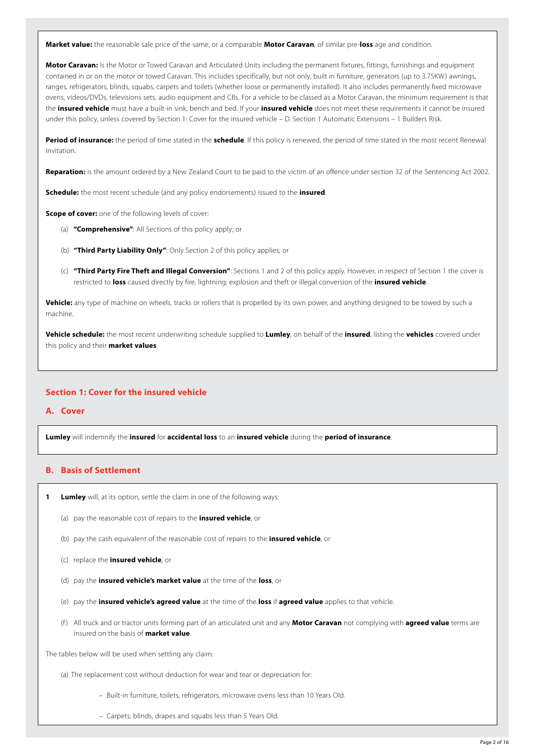**Market value:** the reasonable sale price of the same, or a comparable **Motor Caravan**, of similar pre-**loss** age and condition.

**Motor Caravan:** Is the Motor or Towed Caravan and Articulated Units including the permanent fixtures, fittings, furnishings and equipment contained in or on the motor or towed Caravan. This includes specifically, but not only, built in furniture, generators (up to 3.75KW) awnings, ranges, refrigerators, blinds, squabs, carpets and toilets (whether loose or permanently installed). It also includes permanently fixed microwave ovens, videos/DVDs, televisions sets, audio equipment and CBs. For a vehicle to be classed as a Motor Caravan, the minimum requirement is that the **insured vehicle** must have a built-in sink, bench and bed. If your **insured vehicle** does not meet these requirements it cannot be insured under this policy, unless covered by Section 1: Cover for the insured vehicle – D. Section 1 Automatic Extensions – 1 Builders Risk.

**Period of insurance:** the period of time stated in the **schedule**. If this policy is renewed, the period of time stated in the most recent Renewal Invitation.

**Reparation:** is the amount ordered by a New Zealand Court to be paid to the victim of an offence under section 32 of the Sentencing Act 2002.

**Schedule:** the most recent schedule (and any policy endorsements) issued to the **insured**.

**Scope of cover:** one of the following levels of cover:

(a) **"Comprehensive"**: All Sections of this policy apply; or

(b) **"Third Party Liability Only"**: Only Section 2 of this policy applies; or

(c) **"Third Party Fire Theft and Illegal Conversion"**: Sections 1 and 2 of this policy apply. However, in respect of Section 1 the cover is restricted to **loss** caused directly by fire, lightning; explosion and theft or illegal conversion of the **insured vehicle**.

**Vehicle:** any type of machine on wheels, tracks or rollers that is propelled by its own power, and anything designed to be towed by such a machine.

**Vehicle schedule:** the most recent underwriting schedule supplied to **Lumley**, on behalf of the **insured**, listing the **vehicles** covered under this policy and their **market values**.

## Section 1: Cover for the insured vehicle

### A. Cover

**Lumley** will indemnify the **insured** for **accidental loss** to an **insured vehicle** during the **period of insurance**.

### B. Basis of Settlement

**1** **Lumley** will, at its option, settle the claim in one of the following ways:

(a) pay the reasonable cost of repairs to the **insured vehicle**, or

(b) pay the cash equivalent of the reasonable cost of repairs to the **insured vehicle**, or

(c) replace the **insured vehicle**, or

(d) pay the **insured vehicle's market value** at the time of the **loss**, or

(e) pay the **insured vehicle's agreed value** at the time of the **loss** if **agreed value** applies to that vehicle.

(f) All truck and or tractor units forming part of an articulated unit and any **Motor Caravan** not complying with **agreed value** terms are insured on the basis of **market value**.

The tables below will be used when settling any claim:

(a) The replacement cost without deduction for wear and tear or depreciation for:

- Built-in furniture, toilets, refrigerators, microwave ovens less than 10 Years Old.
- Carpets, blinds, drapes and squabs less than 5 Years Old.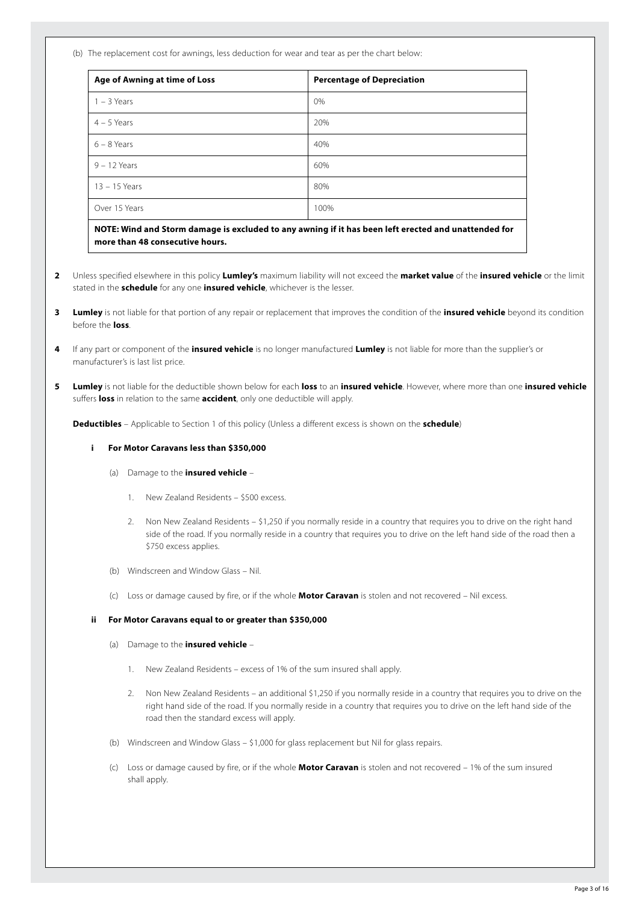(b) The replacement cost for awnings, less deduction for wear and tear as per the chart below:

| Age of Awning at time of Loss | Percentage of Depreciation |
| --- | --- |
| 1 – 3 Years | 0% |
| 4 – 5 Years | 20% |
| 6 – 8 Years | 40% |
| 9 – 12 Years | 60% |
| 13 – 15 Years | 80% |
| Over 15 Years | 100% |

**NOTE: Wind and Storm damage is excluded to any awning if it has been left erected and unattended for more than 48 consecutive hours.**

**2** Unless specified elsewhere in this policy **Lumley's** maximum liability will not exceed the **market value** of the **insured vehicle** or the limit stated in the **schedule** for any one **insured vehicle**, whichever is the lesser.

**3** **Lumley** is not liable for that portion of any repair or replacement that improves the condition of the **insured vehicle** beyond its condition before the **loss**.

**4** If any part or component of the **insured vehicle** is no longer manufactured **Lumley** is not liable for more than the supplier's or manufacturer's is last list price.

**5** **Lumley** is not liable for the deductible shown below for each **loss** to an **insured vehicle**. However, where more than one **insured vehicle** suffers **loss** in relation to the same **accident**, only one deductible will apply.

**Deductibles** – Applicable to Section 1 of this policy (Unless a different excess is shown on the **schedule**)

**i For Motor Caravans less than $350,000**

(a) Damage to the **insured vehicle** –

1. New Zealand Residents – $500 excess.
2. Non New Zealand Residents – $1,250 if you normally reside in a country that requires you to drive on the right hand side of the road. If you normally reside in a country that requires you to drive on the left hand side of the road then a $750 excess applies.

(b) Windscreen and Window Glass – Nil.

(c) Loss or damage caused by fire, or if the whole **Motor Caravan** is stolen and not recovered – Nil excess.

**ii For Motor Caravans equal to or greater than $350,000**

(a) Damage to the **insured vehicle** –

1. New Zealand Residents – excess of 1% of the sum insured shall apply.
2. Non New Zealand Residents – an additional $1,250 if you normally reside in a country that requires you to drive on the right hand side of the road. If you normally reside in a country that requires you to drive on the left hand side of the road then the standard excess will apply.

(b) Windscreen and Window Glass – $1,000 for glass replacement but Nil for glass repairs.

(c) Loss or damage caused by fire, or if the whole **Motor Caravan** is stolen and not recovered – 1% of the sum insured shall apply.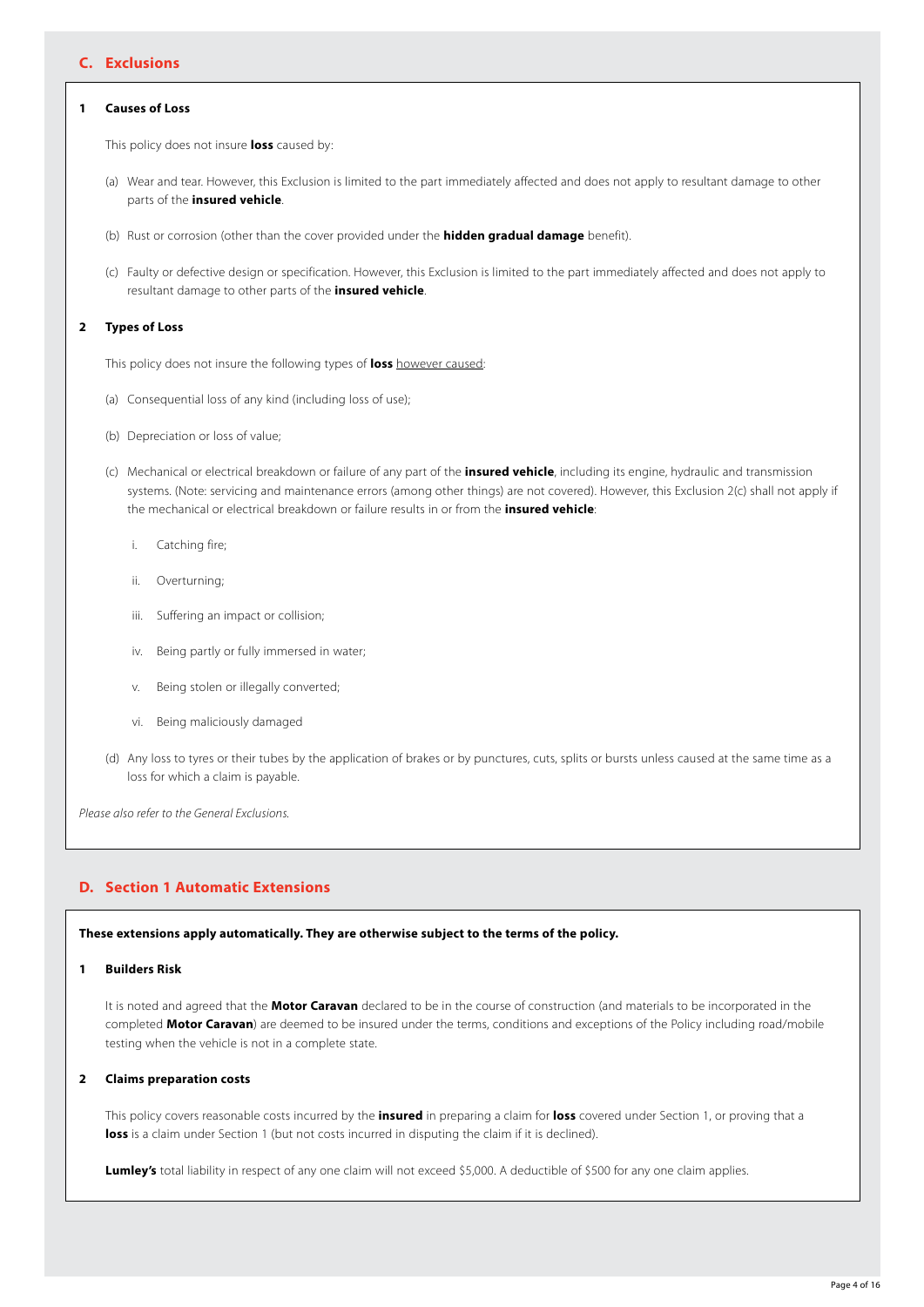## C. Exclusions

### 1 Causes of Loss

This policy does not insure **loss** caused by:

(a) Wear and tear. However, this Exclusion is limited to the part immediately affected and does not apply to resultant damage to other parts of the **insured vehicle**.

(b) Rust or corrosion (other than the cover provided under the **hidden gradual damage** benefit).

(c) Faulty or defective design or specification. However, this Exclusion is limited to the part immediately affected and does not apply to resultant damage to other parts of the **insured vehicle**.

### 2 Types of Loss

This policy does not insure the following types of **loss** however caused:

(a) Consequential loss of any kind (including loss of use);

(b) Depreciation or loss of value;

(c) Mechanical or electrical breakdown or failure of any part of the **insured vehicle**, including its engine, hydraulic and transmission systems. (Note: servicing and maintenance errors (among other things) are not covered). However, this Exclusion 2(c) shall not apply if the mechanical or electrical breakdown or failure results in or from the **insured vehicle**:

i. Catching fire;

ii. Overturning;

iii. Suffering an impact or collision;

iv. Being partly or fully immersed in water;

v. Being stolen or illegally converted;

vi. Being maliciously damaged

(d) Any loss to tyres or their tubes by the application of brakes or by punctures, cuts, splits or bursts unless caused at the same time as a loss for which a claim is payable.

*Please also refer to the General Exclusions.*

## D. Section 1 Automatic Extensions

**These extensions apply automatically. They are otherwise subject to the terms of the policy.**

### 1 Builders Risk

It is noted and agreed that the **Motor Caravan** declared to be in the course of construction (and materials to be incorporated in the completed **Motor Caravan**) are deemed to be insured under the terms, conditions and exceptions of the Policy including road/mobile testing when the vehicle is not in a complete state.

### 2 Claims preparation costs

This policy covers reasonable costs incurred by the **insured** in preparing a claim for **loss** covered under Section 1, or proving that a **loss** is a claim under Section 1 (but not costs incurred in disputing the claim if it is declined).

**Lumley's** total liability in respect of any one claim will not exceed $5,000. A deductible of $500 for any one claim applies.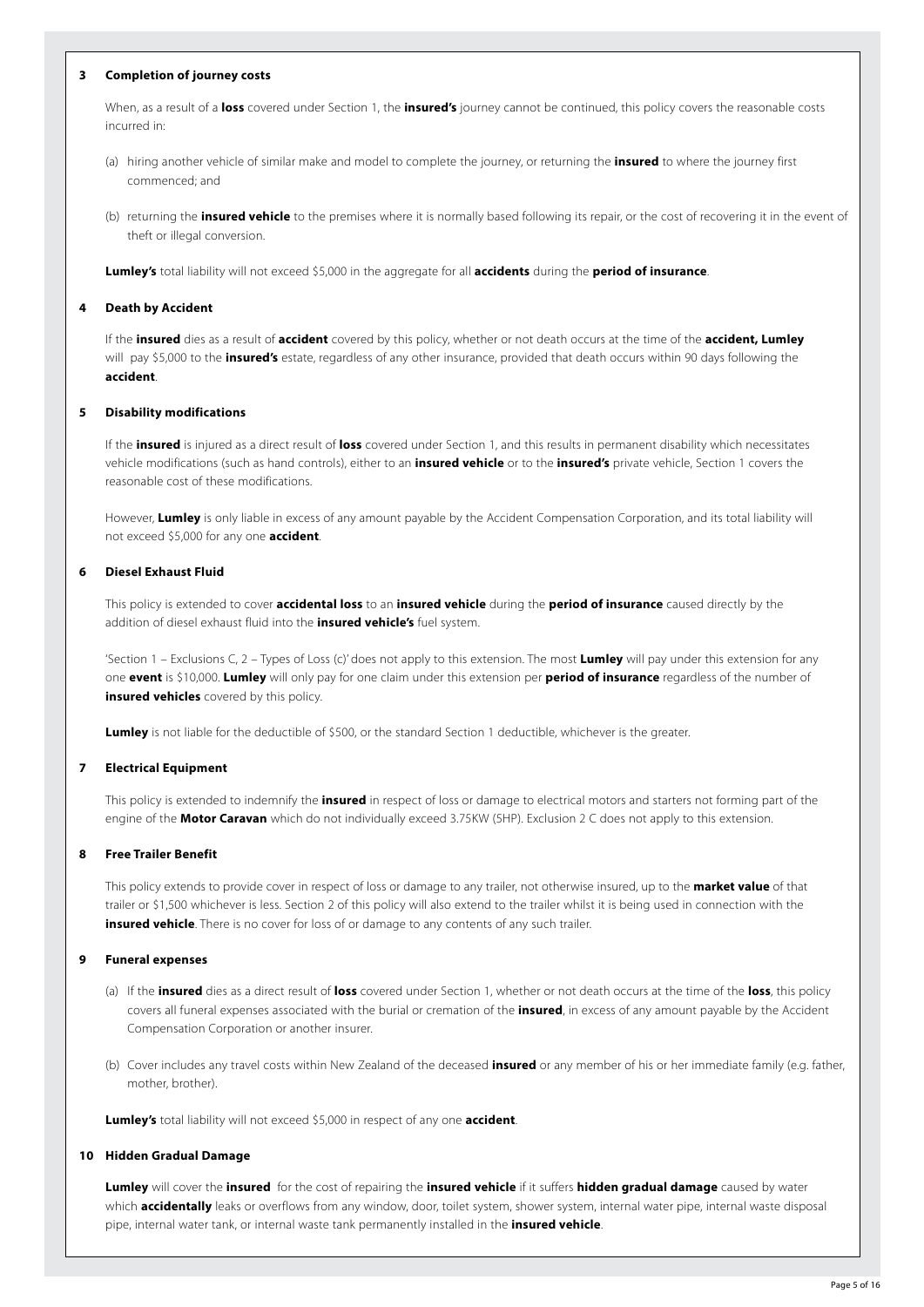### 3 Completion of journey costs

When, as a result of a **loss** covered under Section 1, the **insured's** journey cannot be continued, this policy covers the reasonable costs incurred in:

(a) hiring another vehicle of similar make and model to complete the journey, or returning the **insured** to where the journey first commenced; and

(b) returning the **insured vehicle** to the premises where it is normally based following its repair, or the cost of recovering it in the event of theft or illegal conversion.

**Lumley's** total liability will not exceed $5,000 in the aggregate for all **accidents** during the **period of insurance**.

### 4 Death by Accident

If the **insured** dies as a result of **accident** covered by this policy, whether or not death occurs at the time of the **accident, Lumley** will pay $5,000 to the **insured's** estate, regardless of any other insurance, provided that death occurs within 90 days following the **accident**.

### 5 Disability modifications

If the **insured** is injured as a direct result of **loss** covered under Section 1, and this results in permanent disability which necessitates vehicle modifications (such as hand controls), either to an **insured vehicle** or to the **insured's** private vehicle, Section 1 covers the reasonable cost of these modifications.

However, **Lumley** is only liable in excess of any amount payable by the Accident Compensation Corporation, and its total liability will not exceed $5,000 for any one **accident**.

### 6 Diesel Exhaust Fluid

This policy is extended to cover **accidental loss** to an **insured vehicle** during the **period of insurance** caused directly by the addition of diesel exhaust fluid into the **insured vehicle's** fuel system.

'Section 1 – Exclusions C, 2 – Types of Loss (c)' does not apply to this extension. The most **Lumley** will pay under this extension for any one **event** is $10,000. **Lumley** will only pay for one claim under this extension per **period of insurance** regardless of the number of **insured vehicles** covered by this policy.

**Lumley** is not liable for the deductible of $500, or the standard Section 1 deductible, whichever is the greater.

### 7 Electrical Equipment

This policy is extended to indemnify the **insured** in respect of loss or damage to electrical motors and starters not forming part of the engine of the **Motor Caravan** which do not individually exceed 3.75KW (5HP). Exclusion 2 C does not apply to this extension.

### 8 Free Trailer Benefit

This policy extends to provide cover in respect of loss or damage to any trailer, not otherwise insured, up to the **market value** of that trailer or $1,500 whichever is less. Section 2 of this policy will also extend to the trailer whilst it is being used in connection with the **insured vehicle**. There is no cover for loss of or damage to any contents of any such trailer.

### 9 Funeral expenses

(a) If the **insured** dies as a direct result of **loss** covered under Section 1, whether or not death occurs at the time of the **loss**, this policy covers all funeral expenses associated with the burial or cremation of the **insured**, in excess of any amount payable by the Accident Compensation Corporation or another insurer.

(b) Cover includes any travel costs within New Zealand of the deceased **insured** or any member of his or her immediate family (e.g. father, mother, brother).

**Lumley's** total liability will not exceed $5,000 in respect of any one **accident**.

### 10 Hidden Gradual Damage

**Lumley** will cover the **insured** for the cost of repairing the **insured vehicle** if it suffers **hidden gradual damage** caused by water which **accidentally** leaks or overflows from any window, door, toilet system, shower system, internal water pipe, internal waste disposal pipe, internal water tank, or internal waste tank permanently installed in the **insured vehicle**.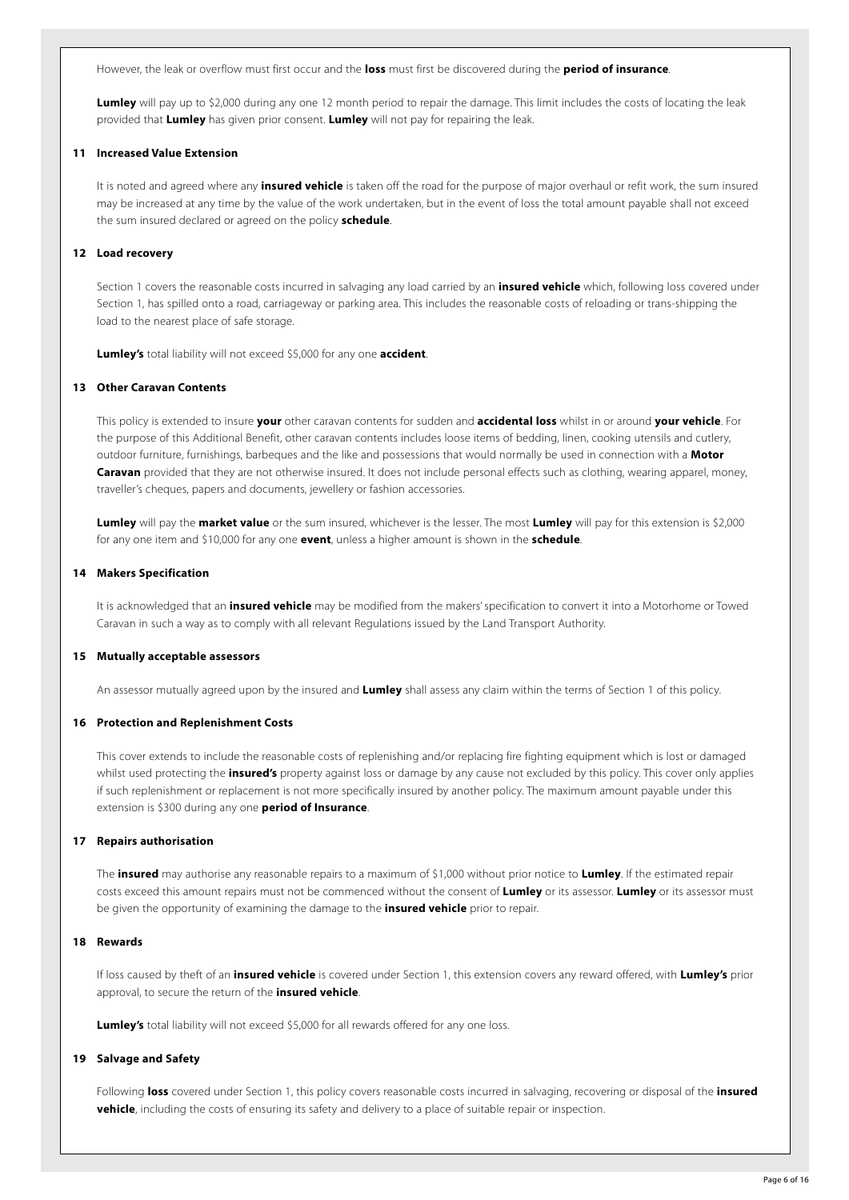However, the leak or overflow must first occur and the **loss** must first be discovered during the **period of insurance**.

**Lumley** will pay up to $2,000 during any one 12 month period to repair the damage. This limit includes the costs of locating the leak provided that **Lumley** has given prior consent. **Lumley** will not pay for repairing the leak.

### 11 Increased Value Extension

It is noted and agreed where any **insured vehicle** is taken off the road for the purpose of major overhaul or refit work, the sum insured may be increased at any time by the value of the work undertaken, but in the event of loss the total amount payable shall not exceed the sum insured declared or agreed on the policy **schedule**.

### 12 Load recovery

Section 1 covers the reasonable costs incurred in salvaging any load carried by an **insured vehicle** which, following loss covered under Section 1, has spilled onto a road, carriageway or parking area. This includes the reasonable costs of reloading or trans-shipping the load to the nearest place of safe storage.

**Lumley's** total liability will not exceed $5,000 for any one **accident**.

### 13 Other Caravan Contents

This policy is extended to insure **your** other caravan contents for sudden and **accidental loss** whilst in or around **your vehicle**. For the purpose of this Additional Benefit, other caravan contents includes loose items of bedding, linen, cooking utensils and cutlery, outdoor furniture, furnishings, barbeques and the like and possessions that would normally be used in connection with a **Motor Caravan** provided that they are not otherwise insured. It does not include personal effects such as clothing, wearing apparel, money, traveller's cheques, papers and documents, jewellery or fashion accessories.

**Lumley** will pay the **market value** or the sum insured, whichever is the lesser. The most **Lumley** will pay for this extension is $2,000 for any one item and $10,000 for any one **event**, unless a higher amount is shown in the **schedule**.

### 14 Makers Specification

It is acknowledged that an **insured vehicle** may be modified from the makers' specification to convert it into a Motorhome or Towed Caravan in such a way as to comply with all relevant Regulations issued by the Land Transport Authority.

### 15 Mutually acceptable assessors

An assessor mutually agreed upon by the insured and **Lumley** shall assess any claim within the terms of Section 1 of this policy.

### 16 Protection and Replenishment Costs

This cover extends to include the reasonable costs of replenishing and/or replacing fire fighting equipment which is lost or damaged whilst used protecting the **insured's** property against loss or damage by any cause not excluded by this policy. This cover only applies if such replenishment or replacement is not more specifically insured by another policy. The maximum amount payable under this extension is $300 during any one **period of Insurance**.

### 17 Repairs authorisation

The **insured** may authorise any reasonable repairs to a maximum of $1,000 without prior notice to **Lumley**. If the estimated repair costs exceed this amount repairs must not be commenced without the consent of **Lumley** or its assessor. **Lumley** or its assessor must be given the opportunity of examining the damage to the **insured vehicle** prior to repair.

### 18 Rewards

If loss caused by theft of an **insured vehicle** is covered under Section 1, this extension covers any reward offered, with **Lumley's** prior approval, to secure the return of the **insured vehicle**.

**Lumley's** total liability will not exceed $5,000 for all rewards offered for any one loss.

### 19 Salvage and Safety

Following **loss** covered under Section 1, this policy covers reasonable costs incurred in salvaging, recovering or disposal of the **insured vehicle**, including the costs of ensuring its safety and delivery to a place of suitable repair or inspection.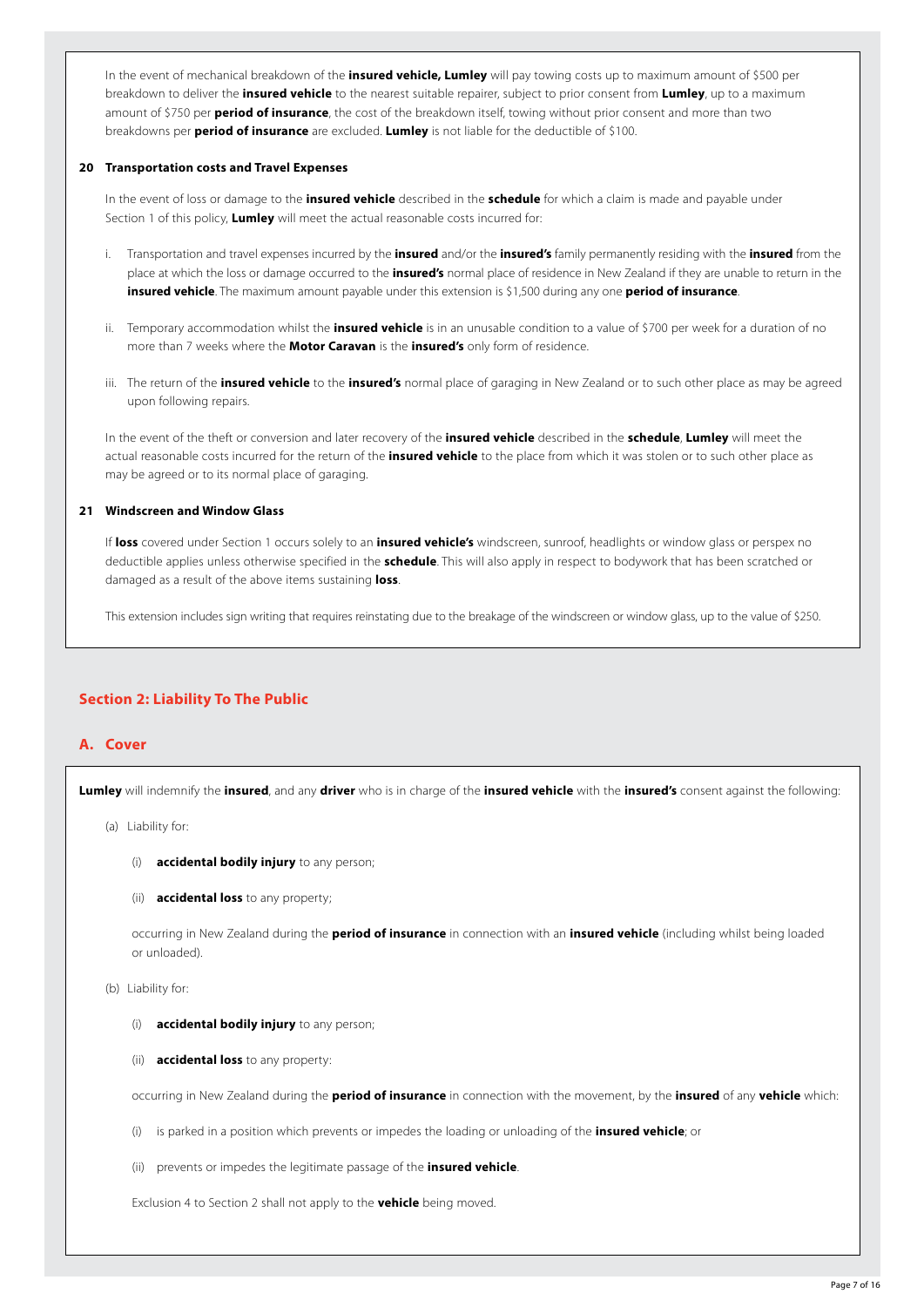In the event of mechanical breakdown of the **insured vehicle, Lumley** will pay towing costs up to maximum amount of $500 per breakdown to deliver the **insured vehicle** to the nearest suitable repairer, subject to prior consent from **Lumley**, up to a maximum amount of $750 per **period of insurance**, the cost of the breakdown itself, towing without prior consent and more than two breakdowns per **period of insurance** are excluded. **Lumley** is not liable for the deductible of $100.

**20 Transportation costs and Travel Expenses**

In the event of loss or damage to the **insured vehicle** described in the **schedule** for which a claim is made and payable under Section 1 of this policy, **Lumley** will meet the actual reasonable costs incurred for:

i. Transportation and travel expenses incurred by the **insured** and/or the **insured's** family permanently residing with the **insured** from the place at which the loss or damage occurred to the **insured's** normal place of residence in New Zealand if they are unable to return in the **insured vehicle**. The maximum amount payable under this extension is $1,500 during any one **period of insurance**.

ii. Temporary accommodation whilst the **insured vehicle** is in an unusable condition to a value of $700 per week for a duration of no more than 7 weeks where the **Motor Caravan** is the **insured's** only form of residence.

iii. The return of the **insured vehicle** to the **insured's** normal place of garaging in New Zealand or to such other place as may be agreed upon following repairs.

In the event of the theft or conversion and later recovery of the **insured vehicle** described in the **schedule**, **Lumley** will meet the actual reasonable costs incurred for the return of the **insured vehicle** to the place from which it was stolen or to such other place as may be agreed or to its normal place of garaging.

**21 Windscreen and Window Glass**

If **loss** covered under Section 1 occurs solely to an **insured vehicle's** windscreen, sunroof, headlights or window glass or perspex no deductible applies unless otherwise specified in the **schedule**. This will also apply in respect to bodywork that has been scratched or damaged as a result of the above items sustaining **loss**.

This extension includes sign writing that requires reinstating due to the breakage of the windscreen or window glass, up to the value of $250.

## Section 2: Liability To The Public

### A. Cover

**Lumley** will indemnify the **insured**, and any **driver** who is in charge of the **insured vehicle** with the **insured's** consent against the following:

(a) Liability for:

(i) **accidental bodily injury** to any person;

(ii) **accidental loss** to any property;

occurring in New Zealand during the **period of insurance** in connection with an **insured vehicle** (including whilst being loaded or unloaded).

(b) Liability for:

(i) **accidental bodily injury** to any person;

(ii) **accidental loss** to any property:

occurring in New Zealand during the **period of insurance** in connection with the movement, by the **insured** of any **vehicle** which:

(i) is parked in a position which prevents or impedes the loading or unloading of the **insured vehicle**; or

(ii) prevents or impedes the legitimate passage of the **insured vehicle**.

Exclusion 4 to Section 2 shall not apply to the **vehicle** being moved.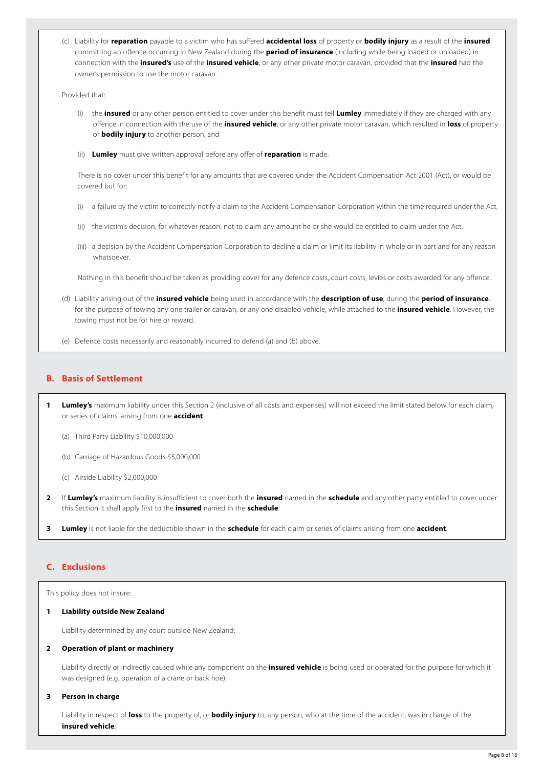(c) Liability for **reparation** payable to a victim who has suffered **accidental loss** of property or **bodily injury** as a result of the **insured** committing an offence occurring in New Zealand during the **period of insurance** (including while being loaded or unloaded) in connection with the **insured's** use of the **insured vehicle**, or any other private motor caravan, provided that the **insured** had the owner's permission to use the motor caravan.

Provided that:

(i) the **insured** or any other person entitled to cover under this benefit must tell **Lumley** immediately if they are charged with any offence in connection with the use of the **insured vehicle**, or any other private motor caravan, which resulted in **loss** of property or **bodily injury** to another person; and

(ii) **Lumley** must give written approval before any offer of **reparation** is made.

There is no cover under this benefit for any amounts that are covered under the Accident Compensation Act 2001 (Act), or would be covered but for:

(i) a failure by the victim to correctly notify a claim to the Accident Compensation Corporation within the time required under the Act,

(ii) the victim's decision, for whatever reason, not to claim any amount he or she would be entitled to claim under the Act,

(iii) a decision by the Accident Compensation Corporation to decline a claim or limit its liability in whole or in part and for any reason whatsoever.

Nothing in this benefit should be taken as providing cover for any defence costs, court costs, levies or costs awarded for any offence.

(d) Liability arising out of the **insured vehicle** being used in accordance with the **description of use**, during the **period of insurance**, for the purpose of towing any one trailer or caravan, or any one disabled vehicle, while attached to the **insured vehicle**. However, the towing must not be for hire or reward.

(e) Defence costs necessarily and reasonably incurred to defend (a) and (b) above.

## B. Basis of Settlement

**1** **Lumley's** maximum liability under this Section 2 (inclusive of all costs and expenses) will not exceed the limit stated below for each claim, or series of claims, arising from one **accident**

(a) Third Party Liability $10,000,000

(b) Carriage of Hazardous Goods $5,000,000

(c) Airside Liability $2,000,000

**2** If **Lumley's** maximum liability is insufficient to cover both the **insured** named in the **schedule** and any other party entitled to cover under this Section it shall apply first to the **insured** named in the **schedule**.

**3** **Lumley** is not liable for the deductible shown in the **schedule** for each claim or series of claims arising from one **accident**.

## C. Exclusions

This policy does not insure:

**1 Liability outside New Zealand**

Liability determined by any court outside New Zealand;

**2 Operation of plant or machinery**

Liability directly or indirectly caused while any component on the **insured vehicle** is being used or operated for the purpose for which it was designed (e.g. operation of a crane or back hoe);

**3 Person in charge**

Liability in respect of **loss** to the property of, or **bodily injury** to, any person, who at the time of the accident, was in charge of the **insured vehicle**;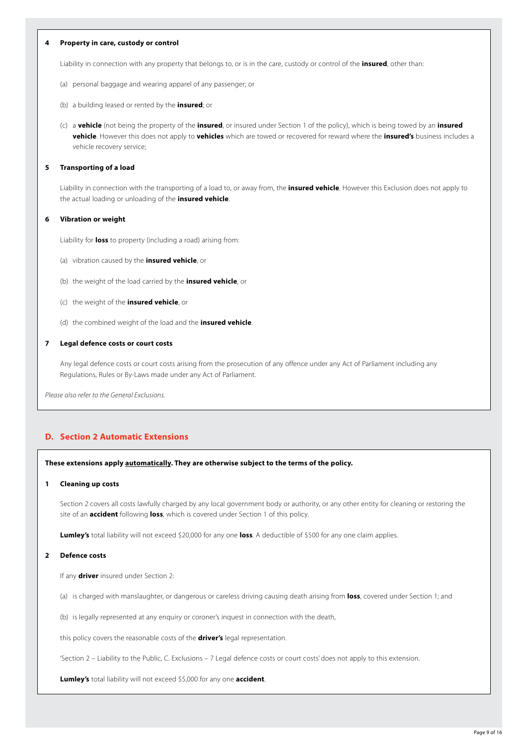**4 Property in care, custody or control**

Liability in connection with any property that belongs to, or is in the care, custody or control of the **insured**, other than:

(a) personal baggage and wearing apparel of any passenger; or

(b) a building leased or rented by the **insured**; or

(c) a **vehicle** (not being the property of the **insured**, or insured under Section 1 of the policy), which is being towed by an **insured vehicle**. However this does not apply to **vehicles** which are towed or recovered for reward where the **insured's** business includes a vehicle recovery service;

**5 Transporting of a load**

Liability in connection with the transporting of a load to, or away from, the **insured vehicle**. However this Exclusion does not apply to the actual loading or unloading of the **insured vehicle**.

**6 Vibration or weight**

Liability for **loss** to property (including a road) arising from:

(a) vibration caused by the **insured vehicle**, or

(b) the weight of the load carried by the **insured vehicle**, or

(c) the weight of the **insured vehicle**, or

(d) the combined weight of the load and the **insured vehicle**.

**7 Legal defence costs or court costs**

Any legal defence costs or court costs arising from the prosecution of any offence under any Act of Parliament including any Regulations, Rules or By-Laws made under any Act of Parliament.

*Please also refer to the General Exclusions.*

## D. Section 2 Automatic Extensions

**These extensions apply automatically. They are otherwise subject to the terms of the policy.**

**1 Cleaning up costs**

Section 2 covers all costs lawfully charged by any local government body or authority, or any other entity for cleaning or restoring the site of an **accident** following **loss**, which is covered under Section 1 of this policy.

**Lumley's** total liability will not exceed $20,000 for any one **loss**. A deductible of $500 for any one claim applies.

**2 Defence costs**

If any **driver** insured under Section 2:

(a) is charged with manslaughter, or dangerous or careless driving causing death arising from **loss**, covered under Section 1; and

(b) is legally represented at any enquiry or coroner's inquest in connection with the death,

this policy covers the reasonable costs of the **driver's** legal representation.

'Section 2 – Liability to the Public, C. Exclusions – 7 Legal defence costs or court costs' does not apply to this extension.

**Lumley's** total liability will not exceed $5,000 for any one **accident**.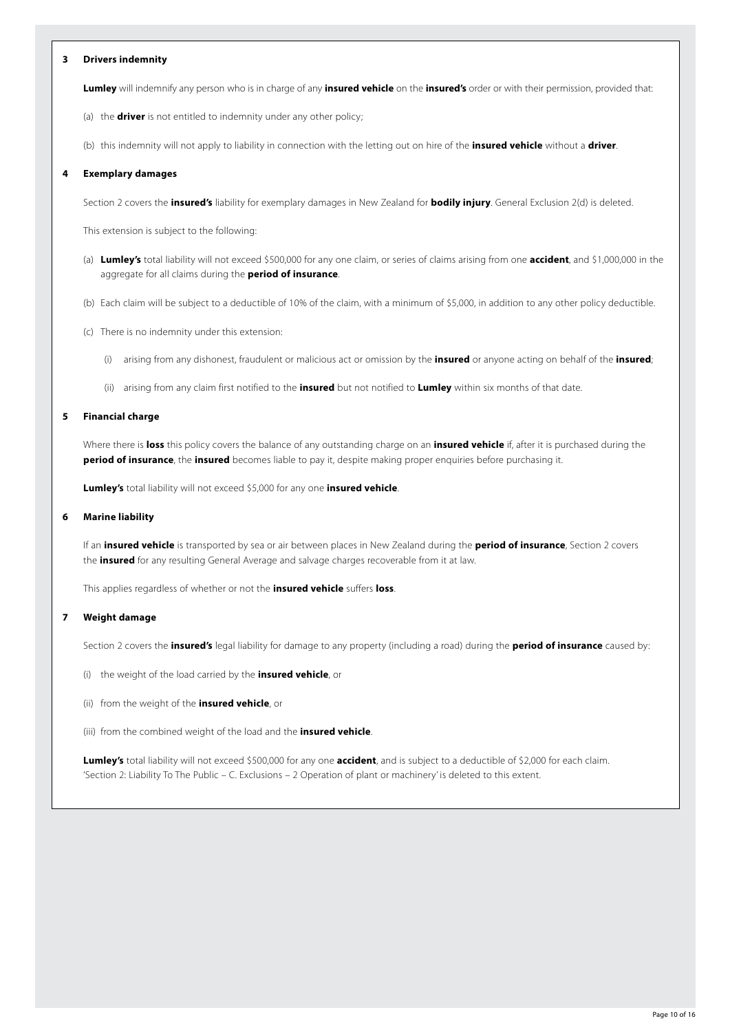### 3 Drivers indemnity

**Lumley** will indemnify any person who is in charge of any **insured vehicle** on the **insured's** order or with their permission, provided that:

(a) the **driver** is not entitled to indemnity under any other policy;

(b) this indemnity will not apply to liability in connection with the letting out on hire of the **insured vehicle** without a **driver**.

### 4 Exemplary damages

Section 2 covers the **insured's** liability for exemplary damages in New Zealand for **bodily injury**. General Exclusion 2(d) is deleted.

This extension is subject to the following:

(a) **Lumley's** total liability will not exceed $500,000 for any one claim, or series of claims arising from one **accident**, and $1,000,000 in the aggregate for all claims during the **period of insurance**.

(b) Each claim will be subject to a deductible of 10% of the claim, with a minimum of $5,000, in addition to any other policy deductible.

(c) There is no indemnity under this extension:

   (i) arising from any dishonest, fraudulent or malicious act or omission by the **insured** or anyone acting on behalf of the **insured**;

   (ii) arising from any claim first notified to the **insured** but not notified to **Lumley** within six months of that date.

### 5 Financial charge

Where there is **loss** this policy covers the balance of any outstanding charge on an **insured vehicle** if, after it is purchased during the **period of insurance**, the **insured** becomes liable to pay it, despite making proper enquiries before purchasing it.

**Lumley's** total liability will not exceed $5,000 for any one **insured vehicle**.

### 6 Marine liability

If an **insured vehicle** is transported by sea or air between places in New Zealand during the **period of insurance**, Section 2 covers the **insured** for any resulting General Average and salvage charges recoverable from it at law.

This applies regardless of whether or not the **insured vehicle** suffers **loss**.

### 7 Weight damage

Section 2 covers the **insured's** legal liability for damage to any property (including a road) during the **period of insurance** caused by:

(i) the weight of the load carried by the **insured vehicle**, or

(ii) from the weight of the **insured vehicle**, or

(iii) from the combined weight of the load and the **insured vehicle**.

**Lumley's** total liability will not exceed $500,000 for any one **accident**, and is subject to a deductible of $2,000 for each claim. 'Section 2: Liability To The Public – C. Exclusions – 2 Operation of plant or machinery' is deleted to this extent.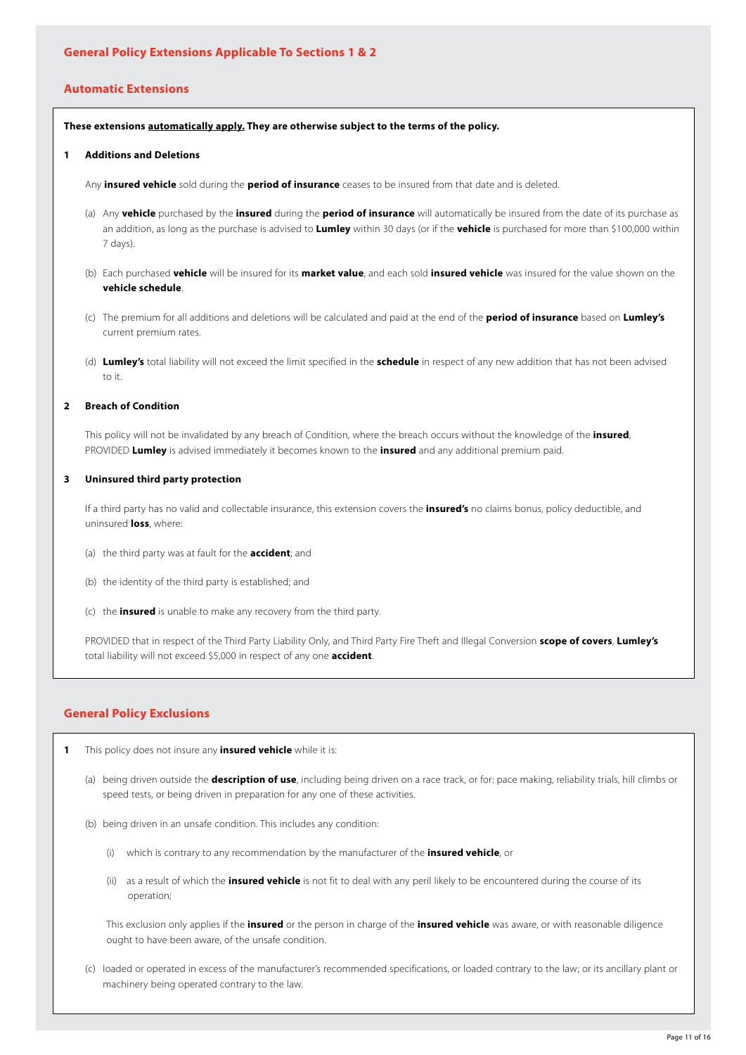## General Policy Extensions Applicable To Sections 1 & 2

### Automatic Extensions

**These extensions automatically apply. They are otherwise subject to the terms of the policy.**

**1 Additions and Deletions**

Any **insured vehicle** sold during the **period of insurance** ceases to be insured from that date and is deleted.

(a) Any **vehicle** purchased by the **insured** during the **period of insurance** will automatically be insured from the date of its purchase as an addition, as long as the purchase is advised to **Lumley** within 30 days (or if the **vehicle** is purchased for more than $100,000 within 7 days).

(b) Each purchased **vehicle** will be insured for its **market value**, and each sold **insured vehicle** was insured for the value shown on the **vehicle schedule**.

(c) The premium for all additions and deletions will be calculated and paid at the end of the **period of insurance** based on **Lumley's** current premium rates.

(d) **Lumley's** total liability will not exceed the limit specified in the **schedule** in respect of any new addition that has not been advised to it.

**2 Breach of Condition**

This policy will not be invalidated by any breach of Condition, where the breach occurs without the knowledge of the **insured**, PROVIDED **Lumley** is advised immediately it becomes known to the **insured** and any additional premium paid.

**3 Uninsured third party protection**

If a third party has no valid and collectable insurance, this extension covers the **insured's** no claims bonus, policy deductible, and uninsured **loss**, where:

(a) the third party was at fault for the **accident**; and

(b) the identity of the third party is established; and

(c) the **insured** is unable to make any recovery from the third party.

PROVIDED that in respect of the Third Party Liability Only, and Third Party Fire Theft and Illegal Conversion **scope of covers**, **Lumley's** total liability will not exceed $5,000 in respect of any one **accident**.

### General Policy Exclusions

**1** This policy does not insure any **insured vehicle** while it is:

(a) being driven outside the **description of use**, including being driven on a race track, or for: pace making, reliability trials, hill climbs or speed tests, or being driven in preparation for any one of these activities.

(b) being driven in an unsafe condition. This includes any condition:

(i) which is contrary to any recommendation by the manufacturer of the **insured vehicle**, or

(ii) as a result of which the **insured vehicle** is not fit to deal with any peril likely to be encountered during the course of its operation;

This exclusion only applies if the **insured** or the person in charge of the **insured vehicle** was aware, or with reasonable diligence ought to have been aware, of the unsafe condition.

(c) loaded or operated in excess of the manufacturer's recommended specifications, or loaded contrary to the law; or its ancillary plant or machinery being operated contrary to the law.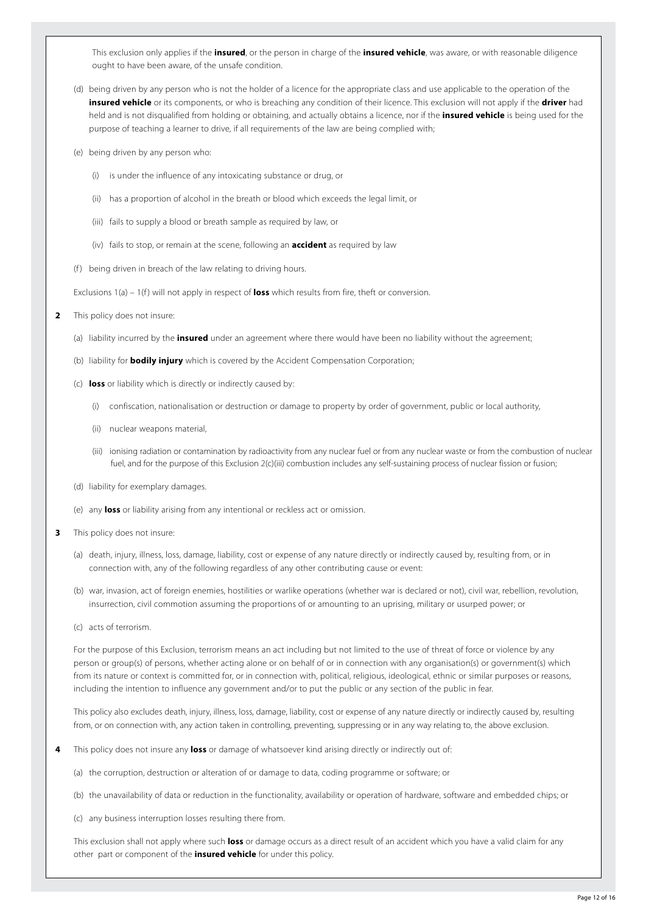This exclusion only applies if the **insured**, or the person in charge of the **insured vehicle**, was aware, or with reasonable diligence ought to have been aware, of the unsafe condition.

(d) being driven by any person who is not the holder of a licence for the appropriate class and use applicable to the operation of the **insured vehicle** or its components, or who is breaching any condition of their licence. This exclusion will not apply if the **driver** had held and is not disqualified from holding or obtaining, and actually obtains a licence, nor if the **insured vehicle** is being used for the purpose of teaching a learner to drive, if all requirements of the law are being complied with;

(e) being driven by any person who:

  (i) is under the influence of any intoxicating substance or drug, or

  (ii) has a proportion of alcohol in the breath or blood which exceeds the legal limit, or

  (iii) fails to supply a blood or breath sample as required by law, or

  (iv) fails to stop, or remain at the scene, following an **accident** as required by law

(f) being driven in breach of the law relating to driving hours.

Exclusions 1(a) – 1(f) will not apply in respect of **loss** which results from fire, theft or conversion.

**2** This policy does not insure:

(a) liability incurred by the **insured** under an agreement where there would have been no liability without the agreement;

(b) liability for **bodily injury** which is covered by the Accident Compensation Corporation;

(c) **loss** or liability which is directly or indirectly caused by:

  (i) confiscation, nationalisation or destruction or damage to property by order of government, public or local authority,

  (ii) nuclear weapons material,

  (iii) ionising radiation or contamination by radioactivity from any nuclear fuel or from any nuclear waste or from the combustion of nuclear fuel, and for the purpose of this Exclusion 2(c)(iii) combustion includes any self-sustaining process of nuclear fission or fusion;

(d) liability for exemplary damages.

(e) any **loss** or liability arising from any intentional or reckless act or omission.

**3** This policy does not insure:

(a) death, injury, illness, loss, damage, liability, cost or expense of any nature directly or indirectly caused by, resulting from, or in connection with, any of the following regardless of any other contributing cause or event:

(b) war, invasion, act of foreign enemies, hostilities or warlike operations (whether war is declared or not), civil war, rebellion, revolution, insurrection, civil commotion assuming the proportions of or amounting to an uprising, military or usurped power; or

(c) acts of terrorism.

For the purpose of this Exclusion, terrorism means an act including but not limited to the use of threat of force or violence by any person or group(s) of persons, whether acting alone or on behalf of or in connection with any organisation(s) or government(s) which from its nature or context is committed for, or in connection with, political, religious, ideological, ethnic or similar purposes or reasons, including the intention to influence any government and/or to put the public or any section of the public in fear.

This policy also excludes death, injury, illness, loss, damage, liability, cost or expense of any nature directly or indirectly caused by, resulting from, or on connection with, any action taken in controlling, preventing, suppressing or in any way relating to, the above exclusion.

**4** This policy does not insure any **loss** or damage of whatsoever kind arising directly or indirectly out of:

(a) the corruption, destruction or alteration of or damage to data, coding programme or software; or

(b) the unavailability of data or reduction in the functionality, availability or operation of hardware, software and embedded chips; or

(c) any business interruption losses resulting there from.

This exclusion shall not apply where such **loss** or damage occurs as a direct result of an accident which you have a valid claim for any other part or component of the **insured vehicle** for under this policy.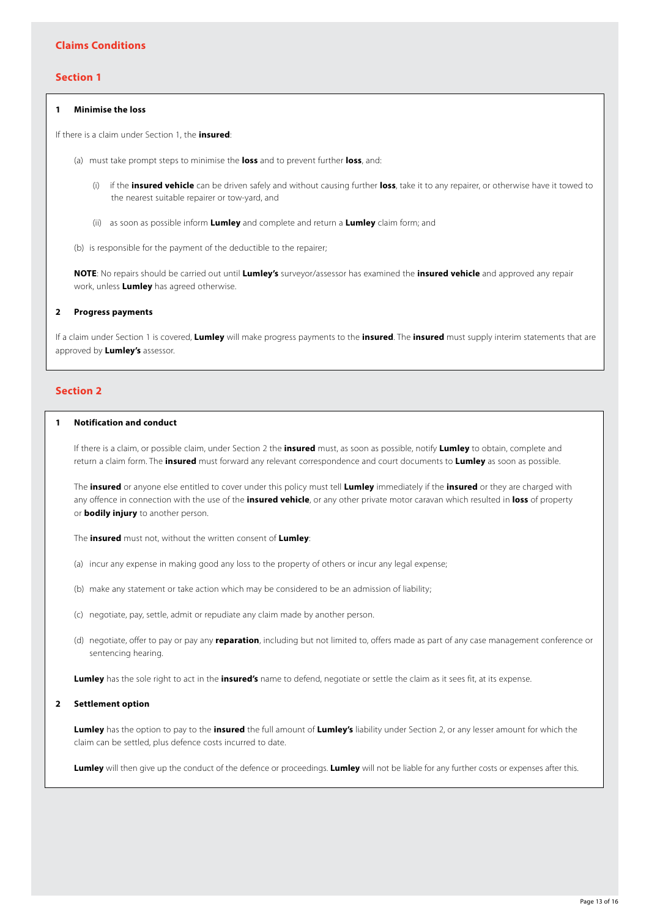## Claims Conditions

### Section 1

**1 Minimise the loss**

If there is a claim under Section 1, the **insured**:

(a) must take prompt steps to minimise the **loss** and to prevent further **loss**, and:

  (i) if the **insured vehicle** can be driven safely and without causing further **loss**, take it to any repairer, or otherwise have it towed to the nearest suitable repairer or tow-yard, and

  (ii) as soon as possible inform **Lumley** and complete and return a **Lumley** claim form; and

(b) is responsible for the payment of the deductible to the repairer;

**NOTE**: No repairs should be carried out until **Lumley's** surveyor/assessor has examined the **insured vehicle** and approved any repair work, unless **Lumley** has agreed otherwise.

**2 Progress payments**

If a claim under Section 1 is covered, **Lumley** will make progress payments to the **insured**. The **insured** must supply interim statements that are approved by **Lumley's** assessor.

### Section 2

**1 Notification and conduct**

If there is a claim, or possible claim, under Section 2 the **insured** must, as soon as possible, notify **Lumley** to obtain, complete and return a claim form. The **insured** must forward any relevant correspondence and court documents to **Lumley** as soon as possible.

The **insured** or anyone else entitled to cover under this policy must tell **Lumley** immediately if the **insured** or they are charged with any offence in connection with the use of the **insured vehicle**, or any other private motor caravan which resulted in **loss** of property or **bodily injury** to another person.

The **insured** must not, without the written consent of **Lumley**:

(a) incur any expense in making good any loss to the property of others or incur any legal expense;

(b) make any statement or take action which may be considered to be an admission of liability;

(c) negotiate, pay, settle, admit or repudiate any claim made by another person.

(d) negotiate, offer to pay or pay any **reparation**, including but not limited to, offers made as part of any case management conference or sentencing hearing.

**Lumley** has the sole right to act in the **insured's** name to defend, negotiate or settle the claim as it sees fit, at its expense.

**2 Settlement option**

**Lumley** has the option to pay to the **insured** the full amount of **Lumley's** liability under Section 2, or any lesser amount for which the claim can be settled, plus defence costs incurred to date.

**Lumley** will then give up the conduct of the defence or proceedings. **Lumley** will not be liable for any further costs or expenses after this.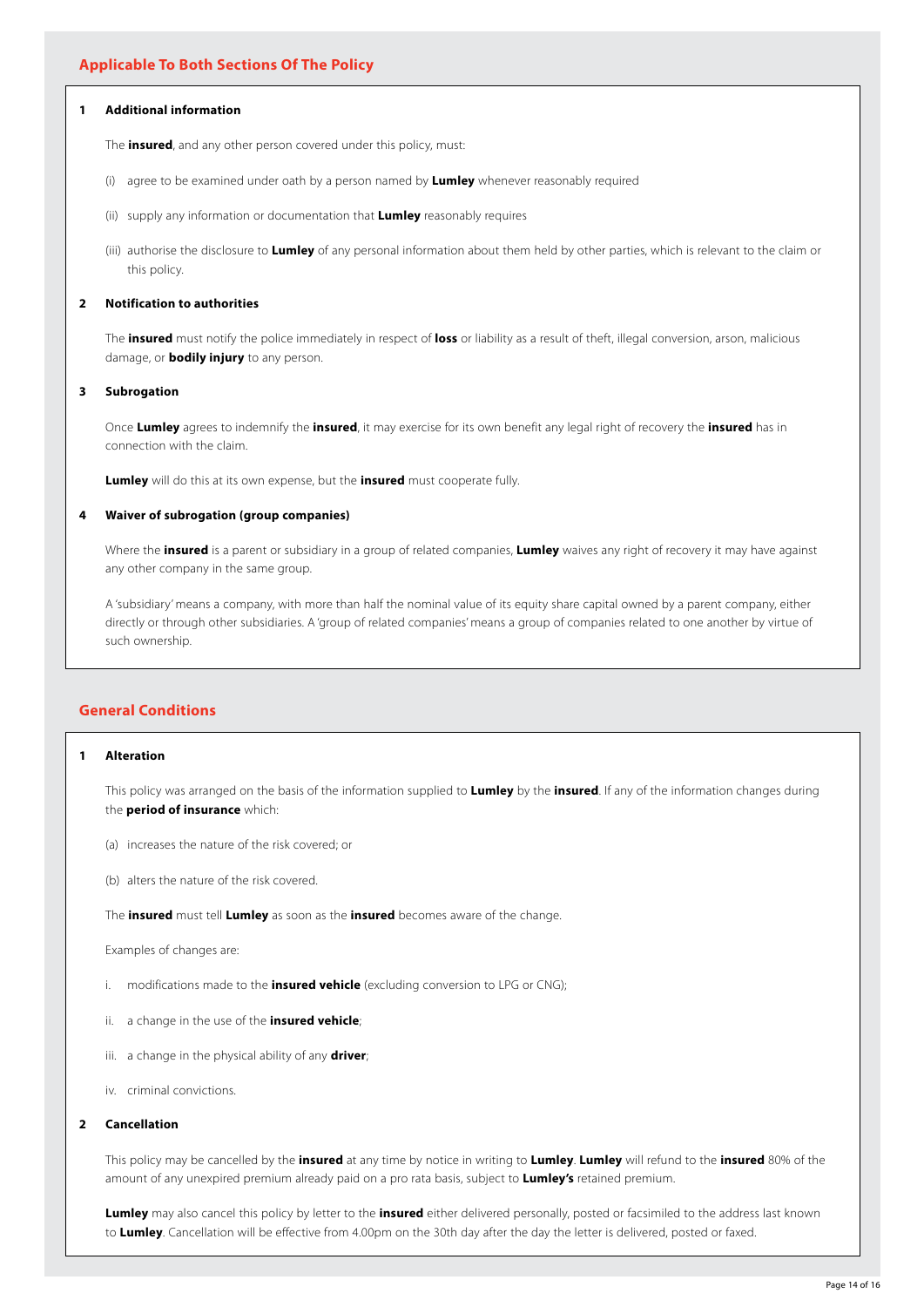## Applicable To Both Sections Of The Policy

### 1 Additional information

The **insured**, and any other person covered under this policy, must:

(i) agree to be examined under oath by a person named by **Lumley** whenever reasonably required

(ii) supply any information or documentation that **Lumley** reasonably requires

(iii) authorise the disclosure to **Lumley** of any personal information about them held by other parties, which is relevant to the claim or this policy.

### 2 Notification to authorities

The **insured** must notify the police immediately in respect of **loss** or liability as a result of theft, illegal conversion, arson, malicious damage, or **bodily injury** to any person.

### 3 Subrogation

Once **Lumley** agrees to indemnify the **insured**, it may exercise for its own benefit any legal right of recovery the **insured** has in connection with the claim.

**Lumley** will do this at its own expense, but the **insured** must cooperate fully.

### 4 Waiver of subrogation (group companies)

Where the **insured** is a parent or subsidiary in a group of related companies, **Lumley** waives any right of recovery it may have against any other company in the same group.

A 'subsidiary' means a company, with more than half the nominal value of its equity share capital owned by a parent company, either directly or through other subsidiaries. A 'group of related companies' means a group of companies related to one another by virtue of such ownership.

## General Conditions

### 1 Alteration

This policy was arranged on the basis of the information supplied to **Lumley** by the **insured**. If any of the information changes during the **period of insurance** which:

(a) increases the nature of the risk covered; or

(b) alters the nature of the risk covered.

The **insured** must tell **Lumley** as soon as the **insured** becomes aware of the change.

Examples of changes are:

i. modifications made to the **insured vehicle** (excluding conversion to LPG or CNG);

ii. a change in the use of the **insured vehicle**;

iii. a change in the physical ability of any **driver**;

iv. criminal convictions.

### 2 Cancellation

This policy may be cancelled by the **insured** at any time by notice in writing to **Lumley**. **Lumley** will refund to the **insured** 80% of the amount of any unexpired premium already paid on a pro rata basis, subject to **Lumley's** retained premium.

**Lumley** may also cancel this policy by letter to the **insured** either delivered personally, posted or facsimiled to the address last known to **Lumley**. Cancellation will be effective from 4.00pm on the 30th day after the day the letter is delivered, posted or faxed.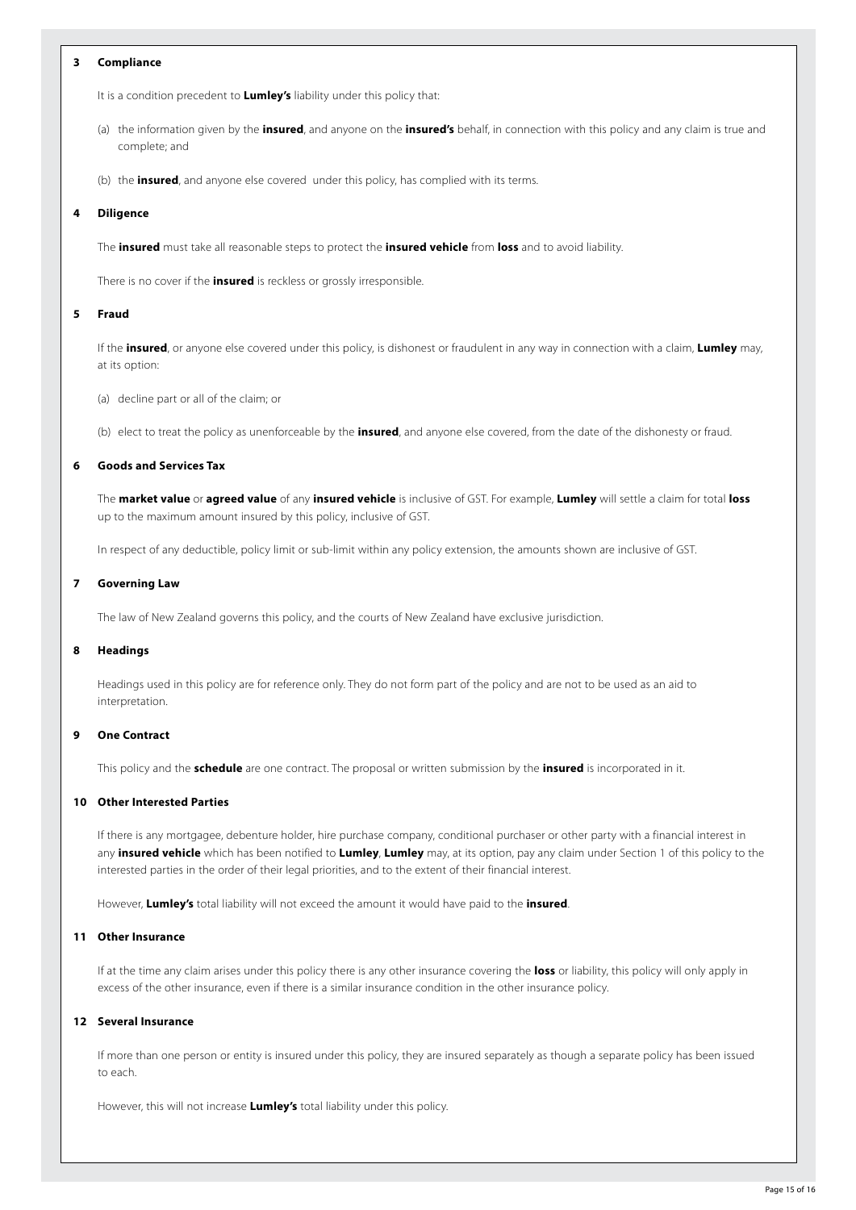### 3 Compliance

It is a condition precedent to **Lumley's** liability under this policy that:

(a) the information given by the **insured**, and anyone on the **insured's** behalf, in connection with this policy and any claim is true and complete; and

(b) the **insured**, and anyone else covered under this policy, has complied with its terms.

### 4 Diligence

The **insured** must take all reasonable steps to protect the **insured vehicle** from **loss** and to avoid liability.

There is no cover if the **insured** is reckless or grossly irresponsible.

### 5 Fraud

If the **insured**, or anyone else covered under this policy, is dishonest or fraudulent in any way in connection with a claim, **Lumley** may, at its option:

(a) decline part or all of the claim; or

(b) elect to treat the policy as unenforceable by the **insured**, and anyone else covered, from the date of the dishonesty or fraud.

### 6 Goods and Services Tax

The **market value** or **agreed value** of any **insured vehicle** is inclusive of GST. For example, **Lumley** will settle a claim for total **loss** up to the maximum amount insured by this policy, inclusive of GST.

In respect of any deductible, policy limit or sub-limit within any policy extension, the amounts shown are inclusive of GST.

### 7 Governing Law

The law of New Zealand governs this policy, and the courts of New Zealand have exclusive jurisdiction.

### 8 Headings

Headings used in this policy are for reference only. They do not form part of the policy and are not to be used as an aid to interpretation.

### 9 One Contract

This policy and the **schedule** are one contract. The proposal or written submission by the **insured** is incorporated in it.

### 10 Other Interested Parties

If there is any mortgagee, debenture holder, hire purchase company, conditional purchaser or other party with a financial interest in any **insured vehicle** which has been notified to **Lumley**, **Lumley** may, at its option, pay any claim under Section 1 of this policy to the interested parties in the order of their legal priorities, and to the extent of their financial interest.

However, **Lumley's** total liability will not exceed the amount it would have paid to the **insured**.

### 11 Other Insurance

If at the time any claim arises under this policy there is any other insurance covering the **loss** or liability, this policy will only apply in excess of the other insurance, even if there is a similar insurance condition in the other insurance policy.

### 12 Several Insurance

If more than one person or entity is insured under this policy, they are insured separately as though a separate policy has been issued to each.

However, this will not increase **Lumley's** total liability under this policy.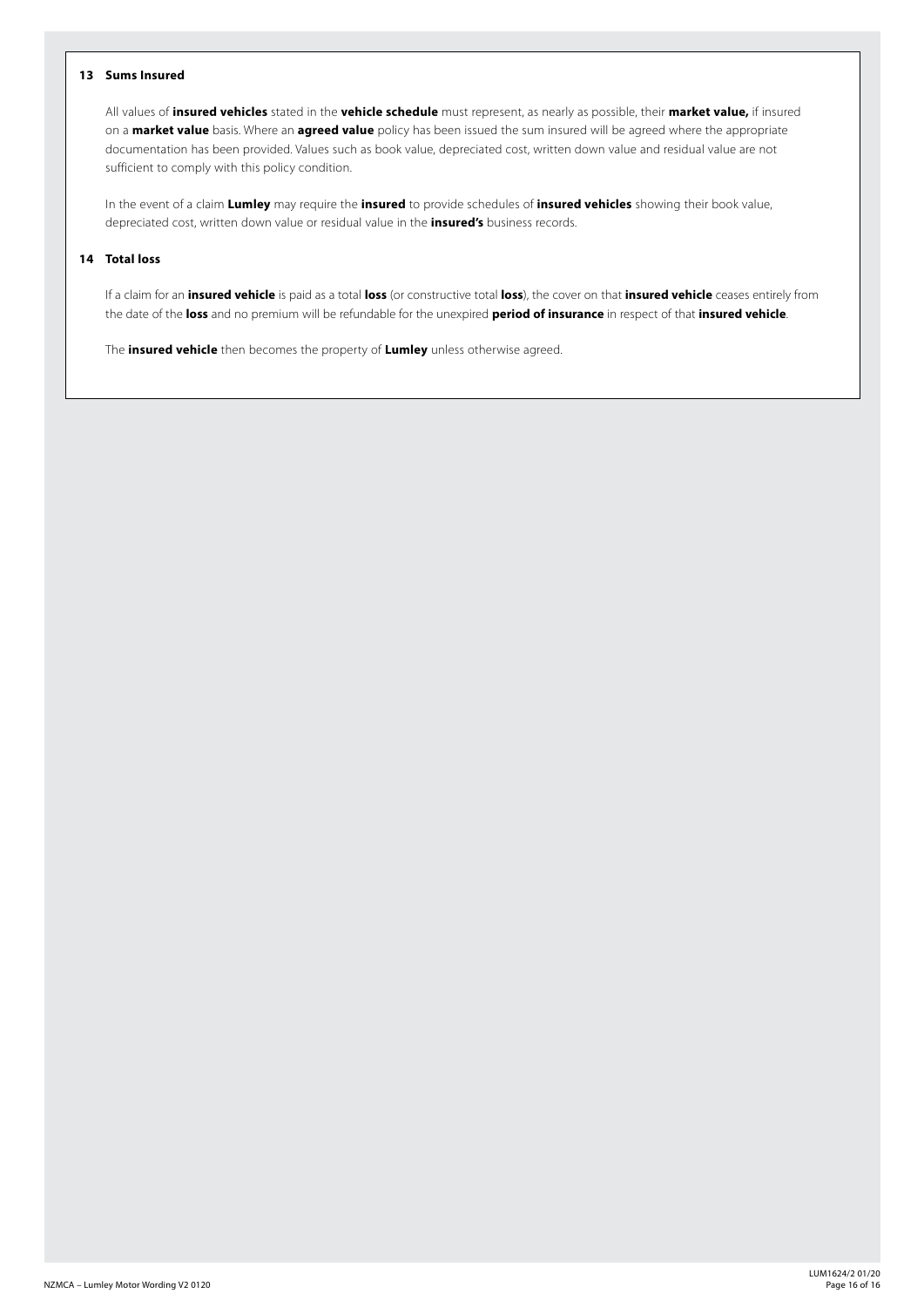### 13 Sums Insured

All values of **insured vehicles** stated in the **vehicle schedule** must represent, as nearly as possible, their **market value,** if insured on a **market value** basis. Where an **agreed value** policy has been issued the sum insured will be agreed where the appropriate documentation has been provided. Values such as book value, depreciated cost, written down value and residual value are not sufficient to comply with this policy condition.

In the event of a claim **Lumley** may require the **insured** to provide schedules of **insured vehicles** showing their book value, depreciated cost, written down value or residual value in the **insured's** business records.

### 14 Total loss

If a claim for an **insured vehicle** is paid as a total **loss** (or constructive total **loss**), the cover on that **insured vehicle** ceases entirely from the date of the **loss** and no premium will be refundable for the unexpired **period of insurance** in respect of that **insured vehicle**.

The **insured vehicle** then becomes the property of **Lumley** unless otherwise agreed.